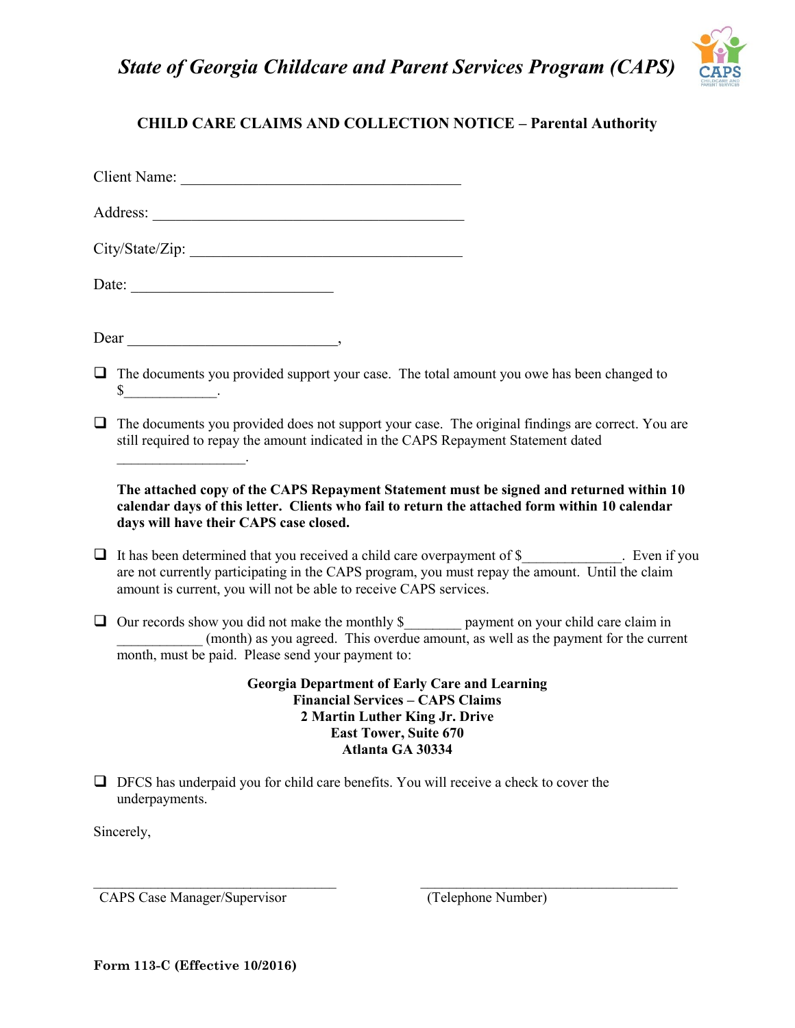# *State of Georgia Childcare and Parent Services Program (CAPS)*

## CHILD CARE CLAIMS AND COLLECTION NOTICE – Parental Authority

Client Name: ____________________________________

Address: ________________________________________

City/State/Zip: ___________________________________

Date: __________________________

Dear ___________________________,

- ❑ The documents you provided support your case. The total amount you owe has been changed to $____________.

- ❑ The documents you provided does not support your case. The original findings are correct. You are still required to repay the amount indicated in the CAPS Repayment Statement dated _________________.

  **The attached copy of the CAPS Repayment Statement must be signed and returned within 10 calendar days of this letter. Clients who fail to return the attached form within 10 calendar days will have their CAPS case closed.**

- ❑ It has been determined that you received a child care overpayment of $_____________. Even if you are not currently participating in the CAPS program, you must repay the amount. Until the claim amount is current, you will not be able to receive CAPS services.

- ❑ Our records show you did not make the monthly $________ payment on your child care claim in ___________ (month) as you agreed. This overdue amount, as well as the payment for the current month, must be paid. Please send your payment to:

**Georgia Department of Early Care and Learning**
**Financial Services – CAPS Claims**
**2 Martin Luther King Jr. Drive**
**East Tower, Suite 670**
**Atlanta GA 30334**

- ❑ DFCS has underpaid you for child care benefits. You will receive a check to cover the underpayments.

Sincerely,

___________________________________ ___________________________________
CAPS Case Manager/Supervisor (Telephone Number)

**Form 113-C (Effective 10/2016)**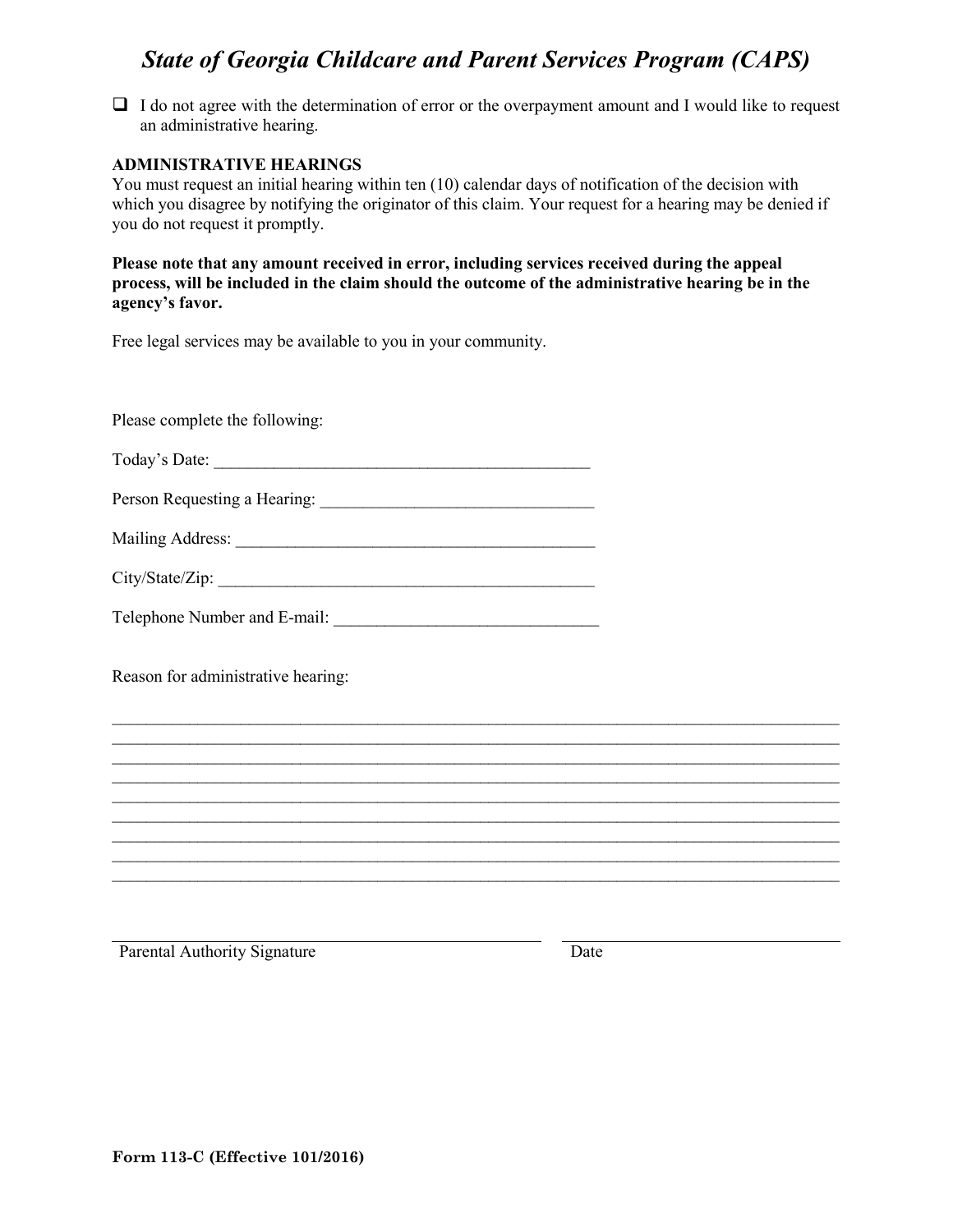# *State of Georgia Childcare and Parent Services Program (CAPS)*

- ☐ I do not agree with the determination of error or the overpayment amount and I would like to request an administrative hearing.

**ADMINISTRATIVE HEARINGS**
You must request an initial hearing within ten (10) calendar days of notification of the decision with which you disagree by notifying the originator of this claim. Your request for a hearing may be denied if you do not request it promptly.

**Please note that any amount received in error, including services received during the appeal process, will be included in the claim should the outcome of the administrative hearing be in the agency's favor.**

Free legal services may be available to you in your community.

Please complete the following:

Today's Date: _____________________________________________

Person Requesting a Hearing: ________________________________

Mailing Address: __________________________________________

City/State/Zip: ____________________________________________

Telephone Number and E-mail: _______________________________

Reason for administrative hearing:

______________________________________________________________________________________
______________________________________________________________________________________
______________________________________________________________________________________
______________________________________________________________________________________
______________________________________________________________________________________
______________________________________________________________________________________
______________________________________________________________________________________
______________________________________________________________________________________
______________________________________________________________________________________

_________________________________________ _________________________
Parental Authority Signature Date

**Form 113-C (Effective 101/2016)**